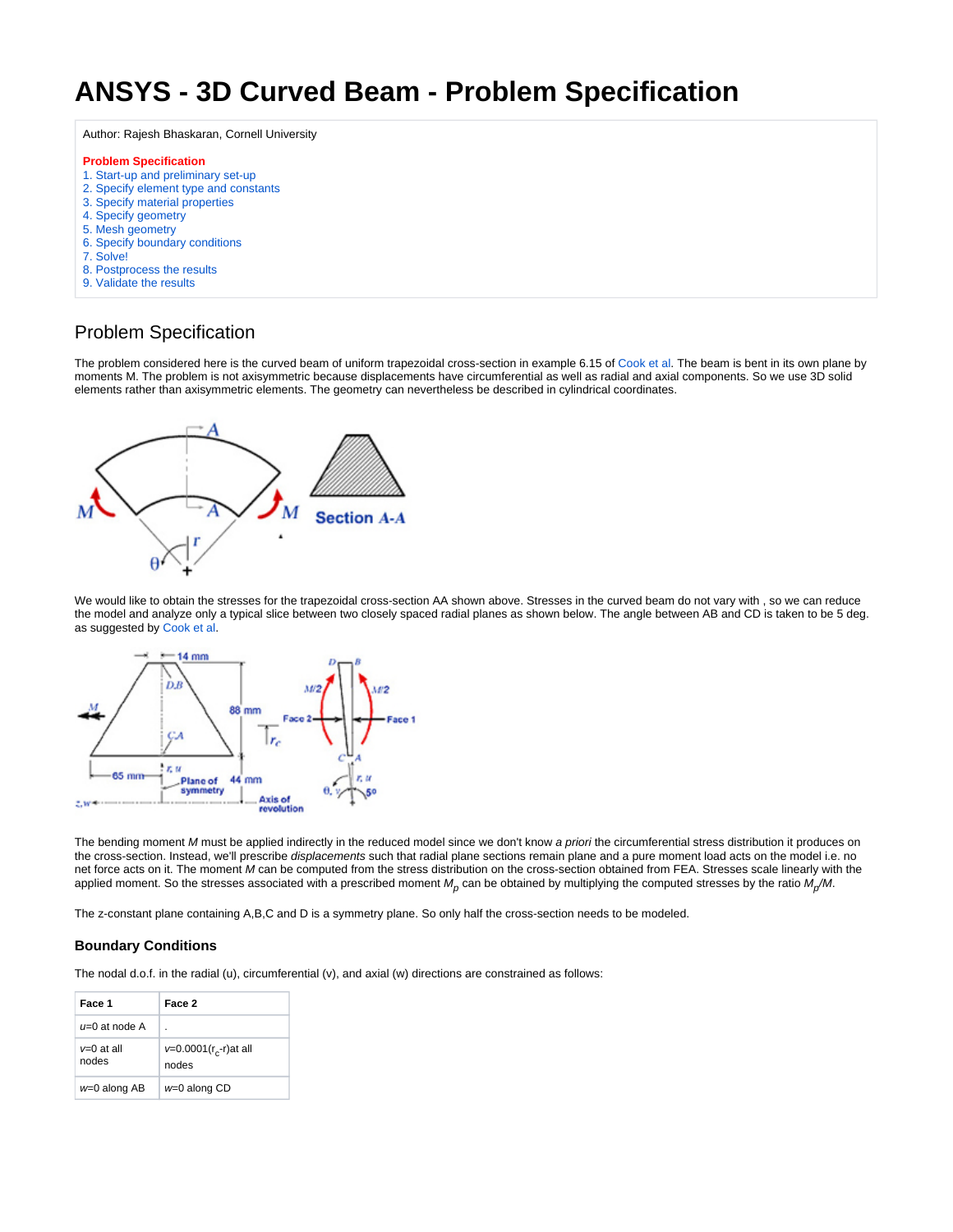# ANSYS - 3D Curved Beam - Problem Specification

Author: Rajesh Bhaskaran, Cornell University

**Problem Specification**
1. Start-up and preliminary set-up
2. Specify element type and constants
3. Specify material properties
4. Specify geometry
5. Mesh geometry
6. Specify boundary conditions
7. Solve!
8. Postprocess the results
9. Validate the results

## Problem Specification

The problem considered here is the curved beam of uniform trapezoidal cross-section in example 6.15 of Cook et al. The beam is bent in its own plane by moments M. The problem is not axisymmetric because displacements have circumferential as well as radial and axial components. So we use 3D solid elements rather than axisymmetric elements. The geometry can nevertheless be described in cylindrical coordinates.

We would like to obtain the stresses for the trapezoidal cross-section AA shown above. Stresses in the curved beam do not vary with , so we can reduce the model and analyze only a typical slice between two closely spaced radial planes as shown below. The angle between AB and CD is taken to be 5 deg. as suggested by Cook et al.

The bending moment *M* must be applied indirectly in the reduced model since we don't know *a priori* the circumferential stress distribution it produces on the cross-section. Instead, we'll prescribe *displacements* such that radial plane sections remain plane and a pure moment load acts on the model i.e. no net force acts on it. The moment *M* can be computed from the stress distribution on the cross-section obtained from FEA. Stresses scale linearly with the applied moment. So the stresses associated with a prescribed moment $M_p$ can be obtained by multiplying the computed stresses by the ratio $M_p/M$.

The z-constant plane containing A,B,C and D is a symmetry plane. So only half the cross-section needs to be modeled.

### Boundary Conditions

The nodal d.o.f. in the radial (u), circumferential (v), and axial (w) directions are constrained as follows:

| Face 1 | Face 2 |
|---|---|
| *u*=0 at node A | . |
| *v*=0 at all nodes | *v*=0.0001($r_c$-r)at all nodes |
| *w*=0 along AB | *w*=0 along CD |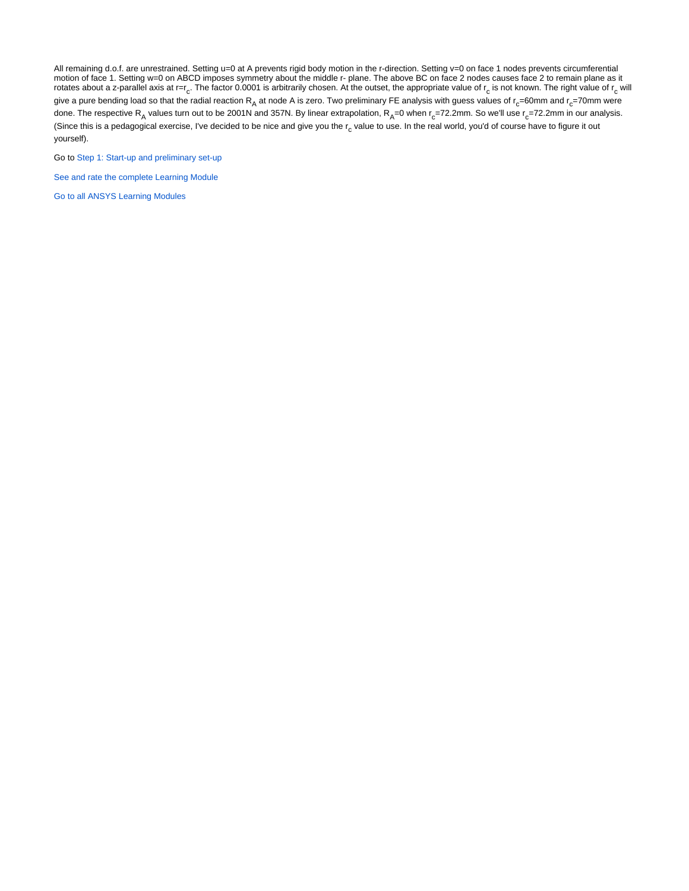All remaining d.o.f. are unrestrained. Setting u=0 at A prevents rigid body motion in the r-direction. Setting v=0 on face 1 nodes prevents circumferential motion of face 1. Setting w=0 on ABCD imposes symmetry about the middle r- plane. The above BC on face 2 nodes causes face 2 to remain plane as it rotates about a z-parallel axis at $r=r_c$. The factor 0.0001 is arbitrarily chosen. At the outset, the appropriate value of $r_c$ is not known. The right value of $r_c$ will give a pure bending load so that the radial reaction $R_A$ at node A is zero. Two preliminary FE analysis with guess values of $r_c$=60mm and $r_c$=70mm were done. The respective $R_A$ values turn out to be 2001N and 357N. By linear extrapolation, $R_A$=0 when $r_c$=72.2mm. So we'll use $r_c$=72.2mm in our analysis. (Since this is a pedagogical exercise, I've decided to be nice and give you the $r_c$ value to use. In the real world, you'd of course have to figure it out yourself).

Go to Step 1: Start-up and preliminary set-up

See and rate the complete Learning Module

Go to all ANSYS Learning Modules